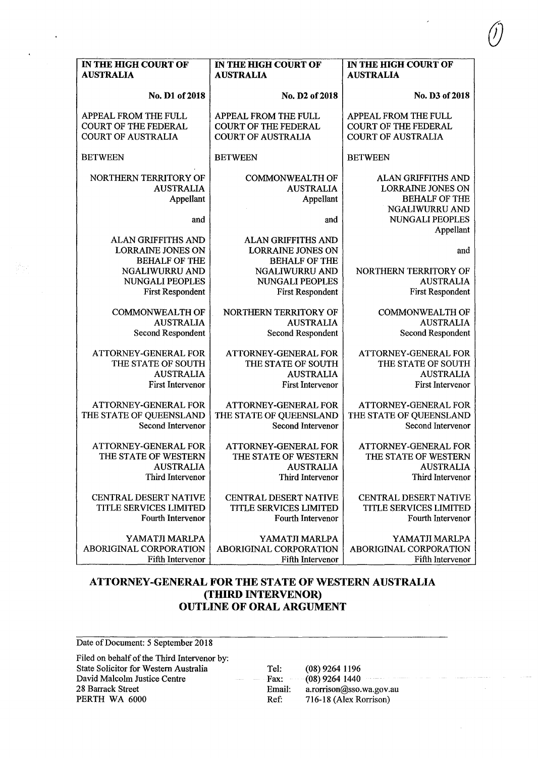| IN THE HIGH COURT OF AUSTRALIA | IN THE HIGH COURT OF AUSTRALIA | IN THE HIGH COURT OF AUSTRALIA |
|---|---|---|
| No. D1 of 2018 | No. D2 of 2018 | No. D3 of 2018 |
| APPEAL FROM THE FULL COURT OF THE FEDERAL COURT OF AUSTRALIA | APPEAL FROM THE FULL COURT OF THE FEDERAL COURT OF AUSTRALIA | APPEAL FROM THE FULL COURT OF THE FEDERAL COURT OF AUSTRALIA |
| BETWEEN | BETWEEN | BETWEEN |
| NORTHERN TERRITORY OF AUSTRALIA<br>Appellant | COMMONWEALTH OF AUSTRALIA<br>Appellant | ALAN GRIFFITHS AND LORRAINE JONES ON BEHALF OF THE NGALIWURRU AND NUNGALI PEOPLES<br>Appellant |
| and | and | and |
| ALAN GRIFFITHS AND LORRAINE JONES ON BEHALF OF THE NGALIWURRU AND NUNGALI PEOPLES<br>First Respondent | ALAN GRIFFITHS AND LORRAINE JONES ON BEHALF OF THE NGALIWURRU AND NUNGALI PEOPLES<br>First Respondent | NORTHERN TERRITORY OF AUSTRALIA<br>First Respondent |
| COMMONWEALTH OF AUSTRALIA<br>Second Respondent | NORTHERN TERRITORY OF AUSTRALIA<br>Second Respondent | COMMONWEALTH OF AUSTRALIA<br>Second Respondent |
| ATTORNEY-GENERAL FOR THE STATE OF SOUTH AUSTRALIA<br>First Intervenor | ATTORNEY-GENERAL FOR THE STATE OF SOUTH AUSTRALIA<br>First Intervenor | ATTORNEY-GENERAL FOR THE STATE OF SOUTH AUSTRALIA<br>First Intervenor |
| ATTORNEY-GENERAL FOR THE STATE OF QUEENSLAND<br>Second Intervenor | ATTORNEY-GENERAL FOR THE STATE OF QUEENSLAND<br>Second Intervenor | ATTORNEY-GENERAL FOR THE STATE OF QUEENSLAND<br>Second Intervenor |
| ATTORNEY-GENERAL FOR THE STATE OF WESTERN AUSTRALIA<br>Third Intervenor | ATTORNEY-GENERAL FOR THE STATE OF WESTERN AUSTRALIA<br>Third Intervenor | ATTORNEY-GENERAL FOR THE STATE OF WESTERN AUSTRALIA<br>Third Intervenor |
| CENTRAL DESERT NATIVE TITLE SERVICES LIMITED<br>Fourth Intervenor | CENTRAL DESERT NATIVE TITLE SERVICES LIMITED<br>Fourth Intervenor | CENTRAL DESERT NATIVE TITLE SERVICES LIMITED<br>Fourth Intervenor |
| YAMATJI MARLPA ABORIGINAL CORPORATION<br>Fifth Intervenor | YAMATJI MARLPA ABORIGINAL CORPORATION<br>Fifth Intervenor | YAMATJI MARLPA ABORIGINAL CORPORATION<br>Fifth Intervenor |

# ATTORNEY-GENERAL FOR THE STATE OF WESTERN AUSTRALIA (THIRD INTERVENOR) OUTLINE OF ORAL ARGUMENT

Date of Document: 5 September 2018

Filed on behalf of the Third Intervenor by:
State Solicitor for Western Australia
David Malcolm Justice Centre
28 Barrack Street
PERTH WA 6000

Tel: (08) 9264 1196
Fax: (08) 9264 1440
Email: a.rorrison@sso.wa.gov.au
Ref: 716-18 (Alex Rorrison)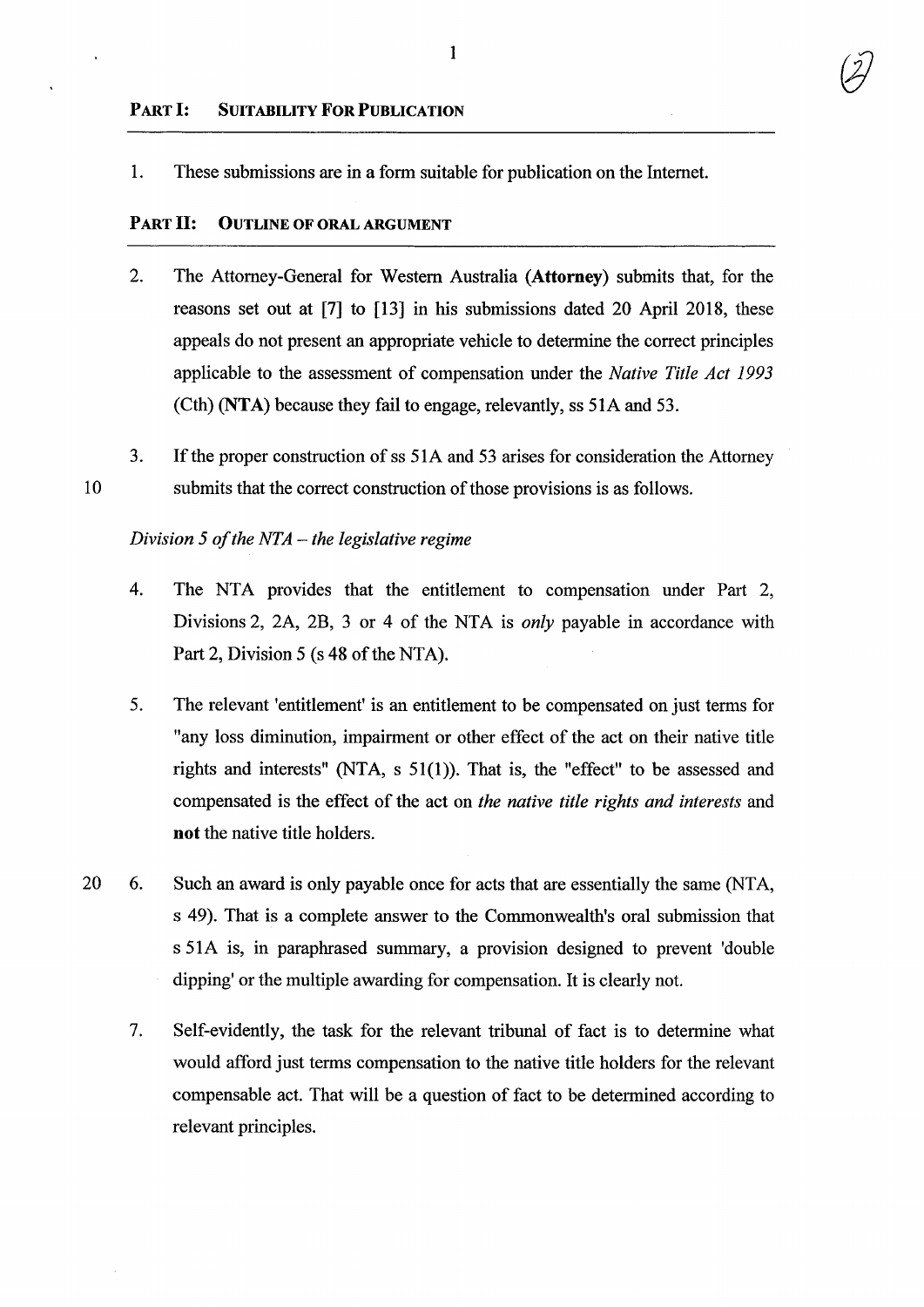## PART I: SUITABILITY FOR PUBLICATION

1. These submissions are in a form suitable for publication on the Internet.

## PART II: OUTLINE OF ORAL ARGUMENT

2. The Attorney-General for Western Australia (**Attorney**) submits that, for the reasons set out at [7] to [13] in his submissions dated 20 April 2018, these appeals do not present an appropriate vehicle to determine the correct principles applicable to the assessment of compensation under the *Native Title Act 1993* (Cth) (**NTA**) because they fail to engage, relevantly, ss 51A and 53.

3. If the proper construction of ss 51A and 53 arises for consideration the Attorney submits that the correct construction of those provisions is as follows.

*Division 5 of the NTA – the legislative regime*

4. The NTA provides that the entitlement to compensation under Part 2, Divisions 2, 2A, 2B, 3 or 4 of the NTA is *only* payable in accordance with Part 2, Division 5 (s 48 of the NTA).

5. The relevant 'entitlement' is an entitlement to be compensated on just terms for "any loss diminution, impairment or other effect of the act on their native title rights and interests" (NTA, s 51(1)). That is, the "effect" to be assessed and compensated is the effect of the act on *the native title rights and interests* and **not** the native title holders.

6. Such an award is only payable once for acts that are essentially the same (NTA, s 49). That is a complete answer to the Commonwealth's oral submission that s 51A is, in paraphrased summary, a provision designed to prevent 'double dipping' or the multiple awarding for compensation. It is clearly not.

7. Self-evidently, the task for the relevant tribunal of fact is to determine what would afford just terms compensation to the native title holders for the relevant compensable act. That will be a question of fact to be determined according to relevant principles.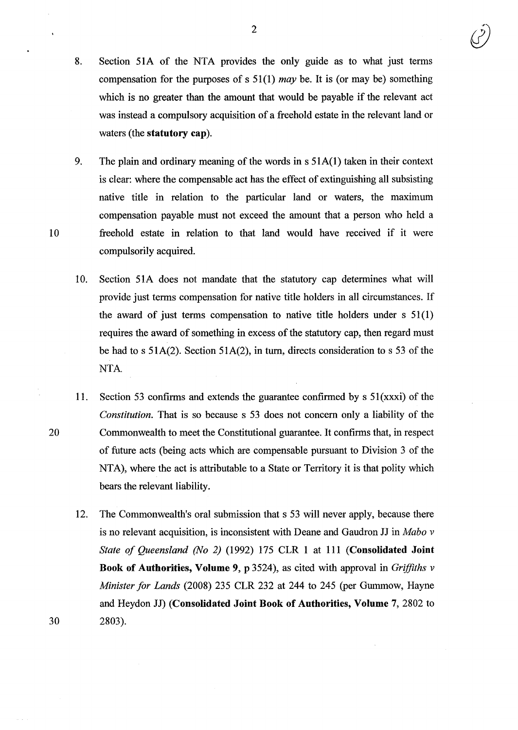8. Section 51A of the NTA provides the only guide as to what just terms compensation for the purposes of s 51(1) *may* be. It is (or may be) something which is no greater than the amount that would be payable if the relevant act was instead a compulsory acquisition of a freehold estate in the relevant land or waters (the **statutory cap**).

9. The plain and ordinary meaning of the words in s 51A(1) taken in their context is clear: where the compensable act has the effect of extinguishing all subsisting native title in relation to the particular land or waters, the maximum compensation payable must not exceed the amount that a person who held a freehold estate in relation to that land would have received if it were compulsorily acquired.

10. Section 51A does not mandate that the statutory cap determines what will provide just terms compensation for native title holders in all circumstances. If the award of just terms compensation to native title holders under s 51(1) requires the award of something in excess of the statutory cap, then regard must be had to s 51A(2). Section 51A(2), in turn, directs consideration to s 53 of the NTA.

11. Section 53 confirms and extends the guarantee confirmed by s 51(xxxi) of the *Constitution*. That is so because s 53 does not concern only a liability of the Commonwealth to meet the Constitutional guarantee. It confirms that, in respect of future acts (being acts which are compensable pursuant to Division 3 of the NTA), where the act is attributable to a State or Territory it is that polity which bears the relevant liability.

12. The Commonwealth's oral submission that s 53 will never apply, because there is no relevant acquisition, is inconsistent with Deane and Gaudron JJ in *Mabo v State of Queensland (No 2)* (1992) 175 CLR 1 at 111 (**Consolidated Joint Book of Authorities, Volume 9**, p 3524), as cited with approval in *Griffiths v Minister for Lands* (2008) 235 CLR 232 at 244 to 245 (per Gummow, Hayne and Heydon JJ) (**Consolidated Joint Book of Authorities, Volume 7**, 2802 to 2803).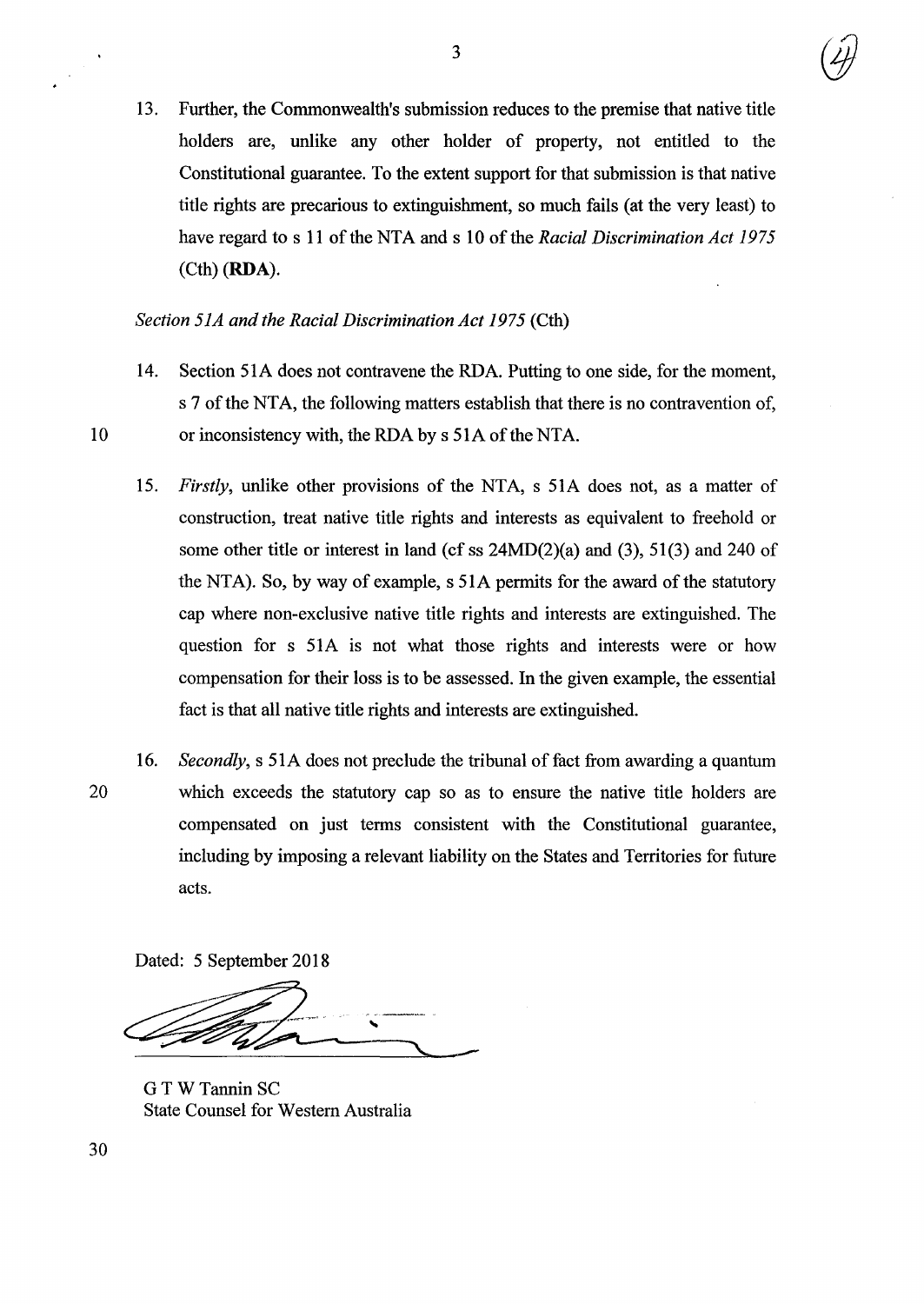13. Further, the Commonwealth's submission reduces to the premise that native title holders are, unlike any other holder of property, not entitled to the Constitutional guarantee. To the extent support for that submission is that native title rights are precarious to extinguishment, so much fails (at the very least) to have regard to s 11 of the NTA and s 10 of the *Racial Discrimination Act 1975* (Cth) (**RDA**).

*Section 51A and the Racial Discrimination Act 1975* (Cth)

14. Section 51A does not contravene the RDA. Putting to one side, for the moment, s 7 of the NTA, the following matters establish that there is no contravention of, or inconsistency with, the RDA by s 51A of the NTA.

15. *Firstly*, unlike other provisions of the NTA, s 51A does not, as a matter of construction, treat native title rights and interests as equivalent to freehold or some other title or interest in land (cf ss 24MD(2)(a) and (3), 51(3) and 240 of the NTA). So, by way of example, s 51A permits for the award of the statutory cap where non-exclusive native title rights and interests are extinguished. The question for s 51A is not what those rights and interests were or how compensation for their loss is to be assessed. In the given example, the essential fact is that all native title rights and interests are extinguished.

16. *Secondly*, s 51A does not preclude the tribunal of fact from awarding a quantum which exceeds the statutory cap so as to ensure the native title holders are compensated on just terms consistent with the Constitutional guarantee, including by imposing a relevant liability on the States and Territories for future acts.

Dated: 5 September 2018

G T W Tannin SC
State Counsel for Western Australia